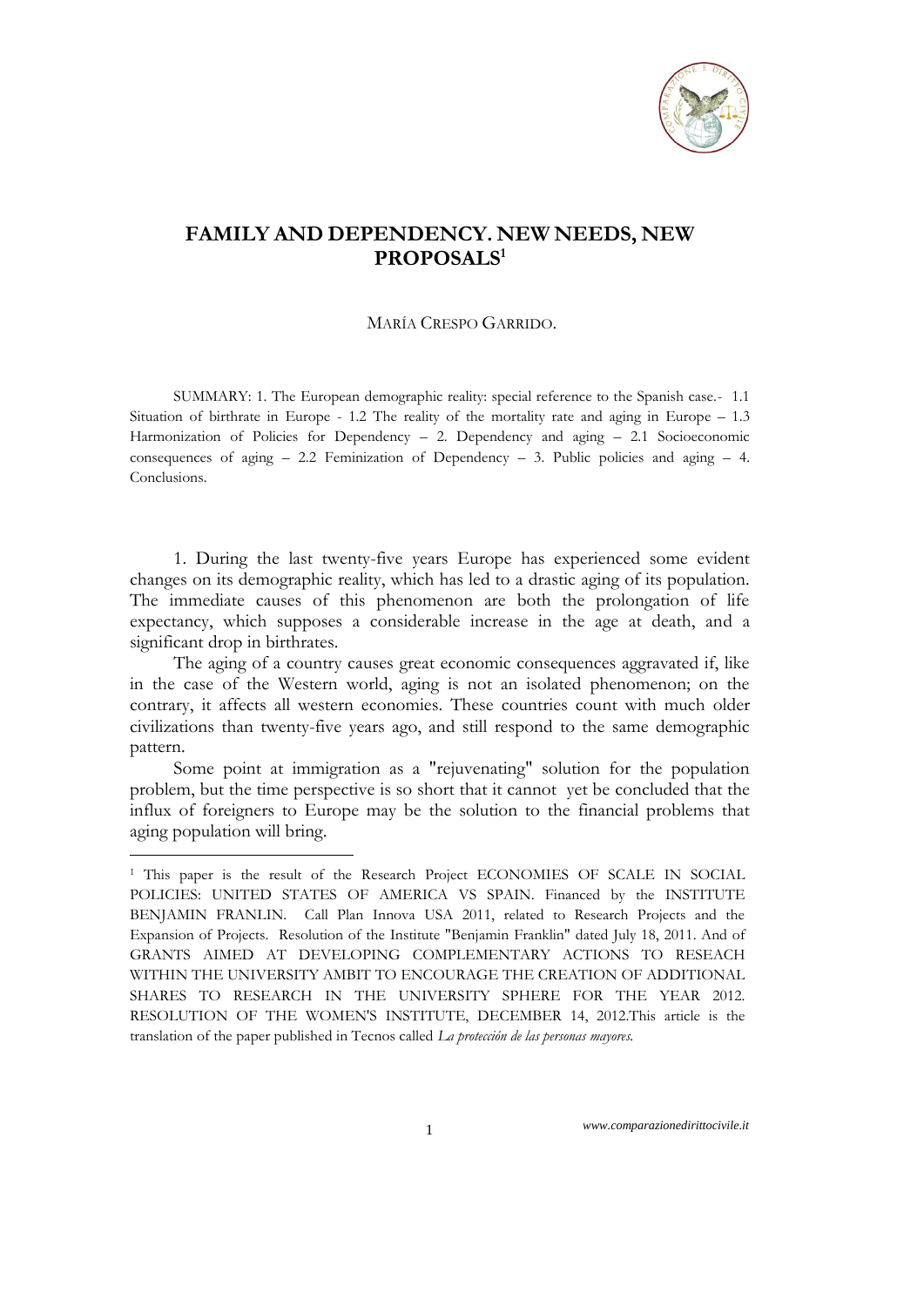# FAMILY AND DEPENDENCY. NEW NEEDS, NEW PROPOSALS[1]

MARÍA CRESPO GARRIDO.

SUMMARY: 1. The European demographic reality: special reference to the Spanish case.- 1.1 Situation of birthrate in Europe - 1.2 The reality of the mortality rate and aging in Europe – 1.3 Harmonization of Policies for Dependency – 2. Dependency and aging – 2.1 Socioeconomic consequences of aging – 2.2 Feminization of Dependency – 3. Public policies and aging – 4. Conclusions.

1. During the last twenty-five years Europe has experienced some evident changes on its demographic reality, which has led to a drastic aging of its population. The immediate causes of this phenomenon are both the prolongation of life expectancy, which supposes a considerable increase in the age at death, and a significant drop in birthrates.

The aging of a country causes great economic consequences aggravated if, like in the case of the Western world, aging is not an isolated phenomenon; on the contrary, it affects all western economies. These countries count with much older civilizations than twenty-five years ago, and still respond to the same demographic pattern.

Some point at immigration as a "rejuvenating" solution for the population problem, but the time perspective is so short that it cannot yet be concluded that the influx of foreigners to Europe may be the solution to the financial problems that aging population will bring.

---

[1] This paper is the result of the Research Project ECONOMIES OF SCALE IN SOCIAL POLICIES: UNITED STATES OF AMERICA VS SPAIN. Financed by the INSTITUTE BENJAMIN FRANLIN. Call Plan Innova USA 2011, related to Research Projects and the Expansion of Projects. Resolution of the Institute "Benjamin Franklin" dated July 18, 2011. And of GRANTS AIMED AT DEVELOPING COMPLEMENTARY ACTIONS TO RESEACH WITHIN THE UNIVERSITY AMBIT TO ENCOURAGE THE CREATION OF ADDITIONAL SHARES TO RESEARCH IN THE UNIVERSITY SPHERE FOR THE YEAR 2012. RESOLUTION OF THE WOMEN'S INSTITUTE, DECEMBER 14, 2012.This article is the translation of the paper published in Tecnos called *La protección de las personas mayores.*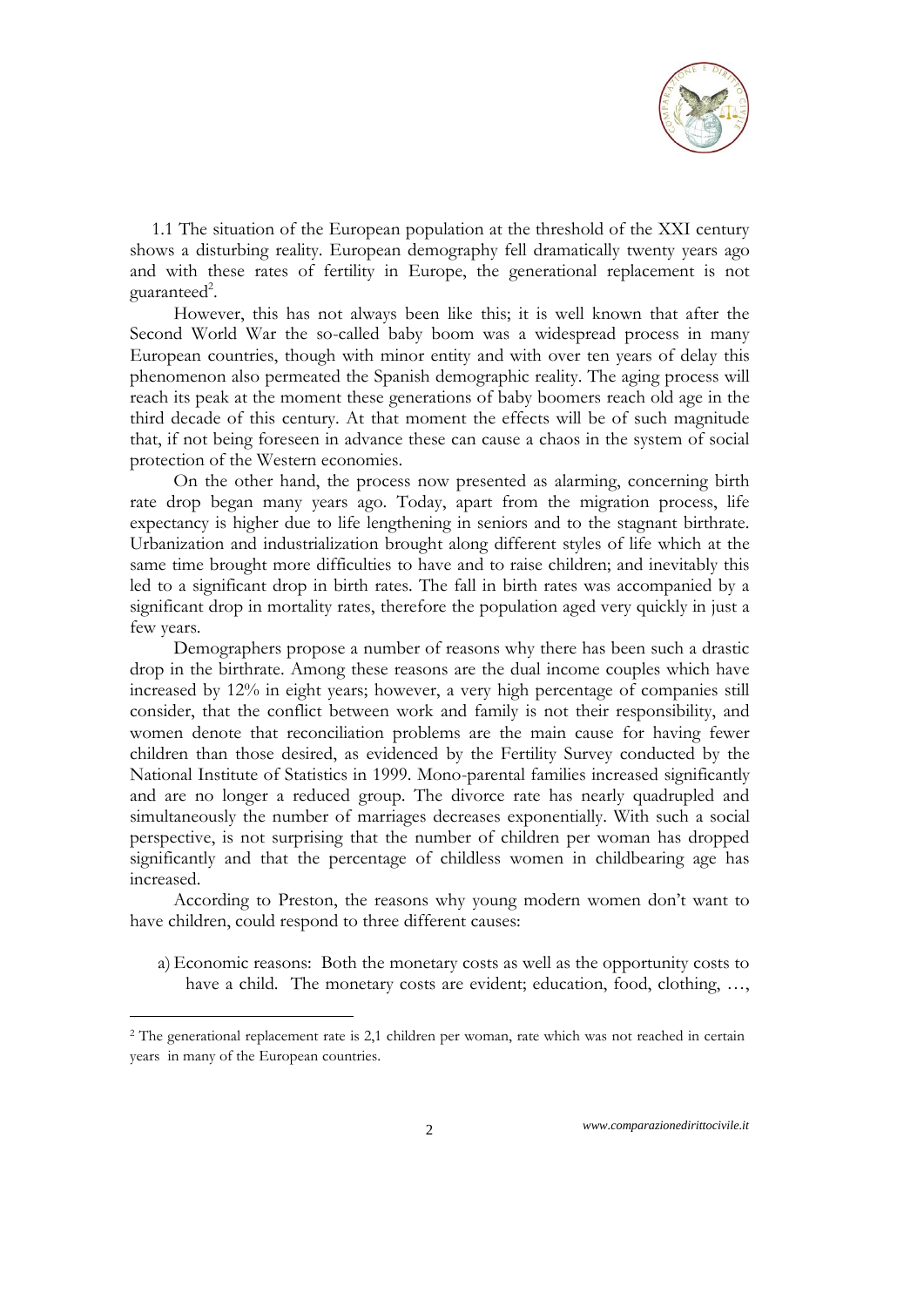1.1 The situation of the European population at the threshold of the XXI century shows a disturbing reality. European demography fell dramatically twenty years ago and with these rates of fertility in Europe, the generational replacement is not guaranteed[2].

However, this has not always been like this; it is well known that after the Second World War the so-called baby boom was a widespread process in many European countries, though with minor entity and with over ten years of delay this phenomenon also permeated the Spanish demographic reality. The aging process will reach its peak at the moment these generations of baby boomers reach old age in the third decade of this century. At that moment the effects will be of such magnitude that, if not being foreseen in advance these can cause a chaos in the system of social protection of the Western economies.

On the other hand, the process now presented as alarming, concerning birth rate drop began many years ago. Today, apart from the migration process, life expectancy is higher due to life lengthening in seniors and to the stagnant birthrate. Urbanization and industrialization brought along different styles of life which at the same time brought more difficulties to have and to raise children; and inevitably this led to a significant drop in birth rates. The fall in birth rates was accompanied by a significant drop in mortality rates, therefore the population aged very quickly in just a few years.

Demographers propose a number of reasons why there has been such a drastic drop in the birthrate. Among these reasons are the dual income couples which have increased by 12% in eight years; however, a very high percentage of companies still consider, that the conflict between work and family is not their responsibility, and women denote that reconciliation problems are the main cause for having fewer children than those desired, as evidenced by the Fertility Survey conducted by the National Institute of Statistics in 1999. Mono-parental families increased significantly and are no longer a reduced group. The divorce rate has nearly quadrupled and simultaneously the number of marriages decreases exponentially. With such a social perspective, is not surprising that the number of children per woman has dropped significantly and that the percentage of childless women in childbearing age has increased.

According to Preston, the reasons why young modern women don't want to have children, could respond to three different causes:

a) Economic reasons: Both the monetary costs as well as the opportunity costs to have a child. The monetary costs are evident; education, food, clothing, …,

[2] The generational replacement rate is 2,1 children per woman, rate which was not reached in certain years in many of the European countries.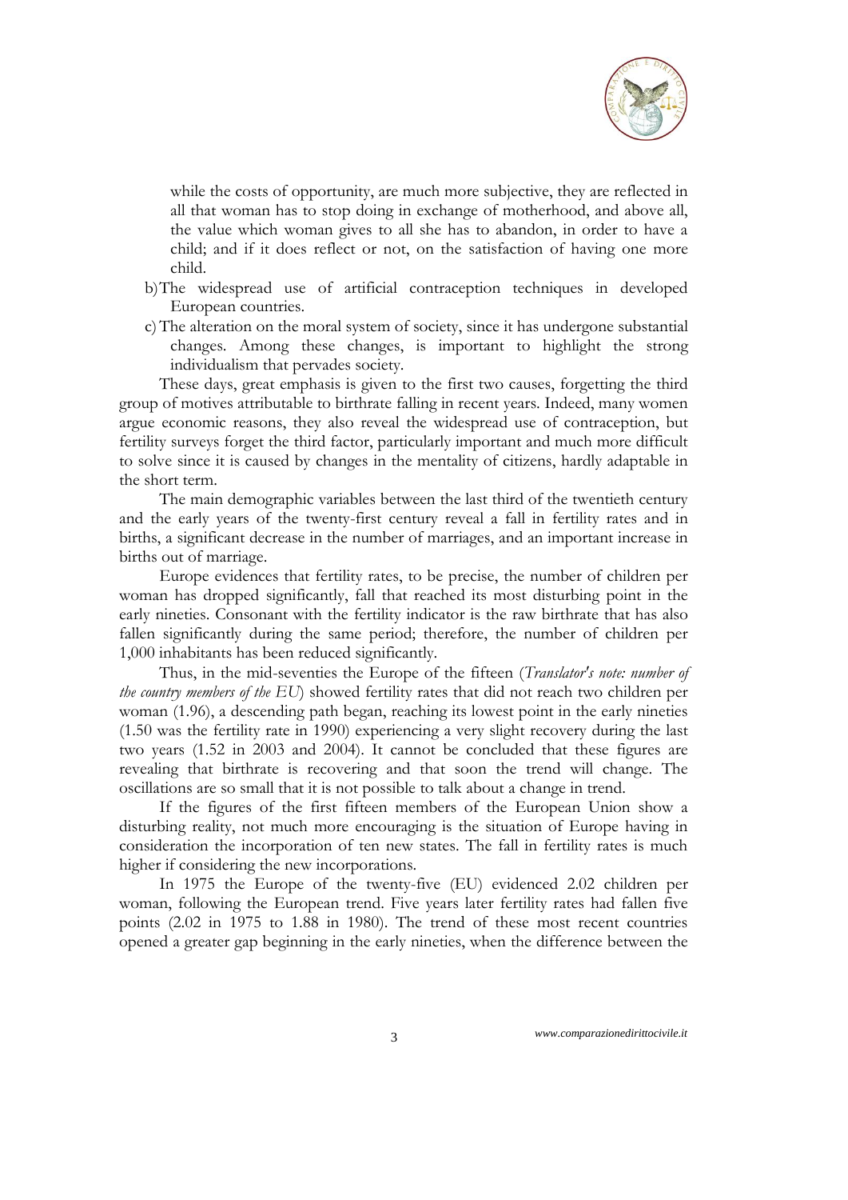while the costs of opportunity, are much more subjective, they are reflected in all that woman has to stop doing in exchange of motherhood, and above all, the value which woman gives to all she has to abandon, in order to have a child; and if it does reflect or not, on the satisfaction of having one more child.

b) The widespread use of artificial contraception techniques in developed European countries.

c) The alteration on the moral system of society, since it has undergone substantial changes. Among these changes, is important to highlight the strong individualism that pervades society.

These days, great emphasis is given to the first two causes, forgetting the third group of motives attributable to birthrate falling in recent years. Indeed, many women argue economic reasons, they also reveal the widespread use of contraception, but fertility surveys forget the third factor, particularly important and much more difficult to solve since it is caused by changes in the mentality of citizens, hardly adaptable in the short term.

The main demographic variables between the last third of the twentieth century and the early years of the twenty-first century reveal a fall in fertility rates and in births, a significant decrease in the number of marriages, and an important increase in births out of marriage.

Europe evidences that fertility rates, to be precise, the number of children per woman has dropped significantly, fall that reached its most disturbing point in the early nineties. Consonant with the fertility indicator is the raw birthrate that has also fallen significantly during the same period; therefore, the number of children per 1,000 inhabitants has been reduced significantly.

Thus, in the mid-seventies the Europe of the fifteen (*Translator's note: number of the country members of the EU*) showed fertility rates that did not reach two children per woman (1.96), a descending path began, reaching its lowest point in the early nineties (1.50 was the fertility rate in 1990) experiencing a very slight recovery during the last two years (1.52 in 2003 and 2004). It cannot be concluded that these figures are revealing that birthrate is recovering and that soon the trend will change. The oscillations are so small that it is not possible to talk about a change in trend.

If the figures of the first fifteen members of the European Union show a disturbing reality, not much more encouraging is the situation of Europe having in consideration the incorporation of ten new states. The fall in fertility rates is much higher if considering the new incorporations.

In 1975 the Europe of the twenty-five (EU) evidenced 2.02 children per woman, following the European trend. Five years later fertility rates had fallen five points (2.02 in 1975 to 1.88 in 1980). The trend of these most recent countries opened a greater gap beginning in the early nineties, when the difference between the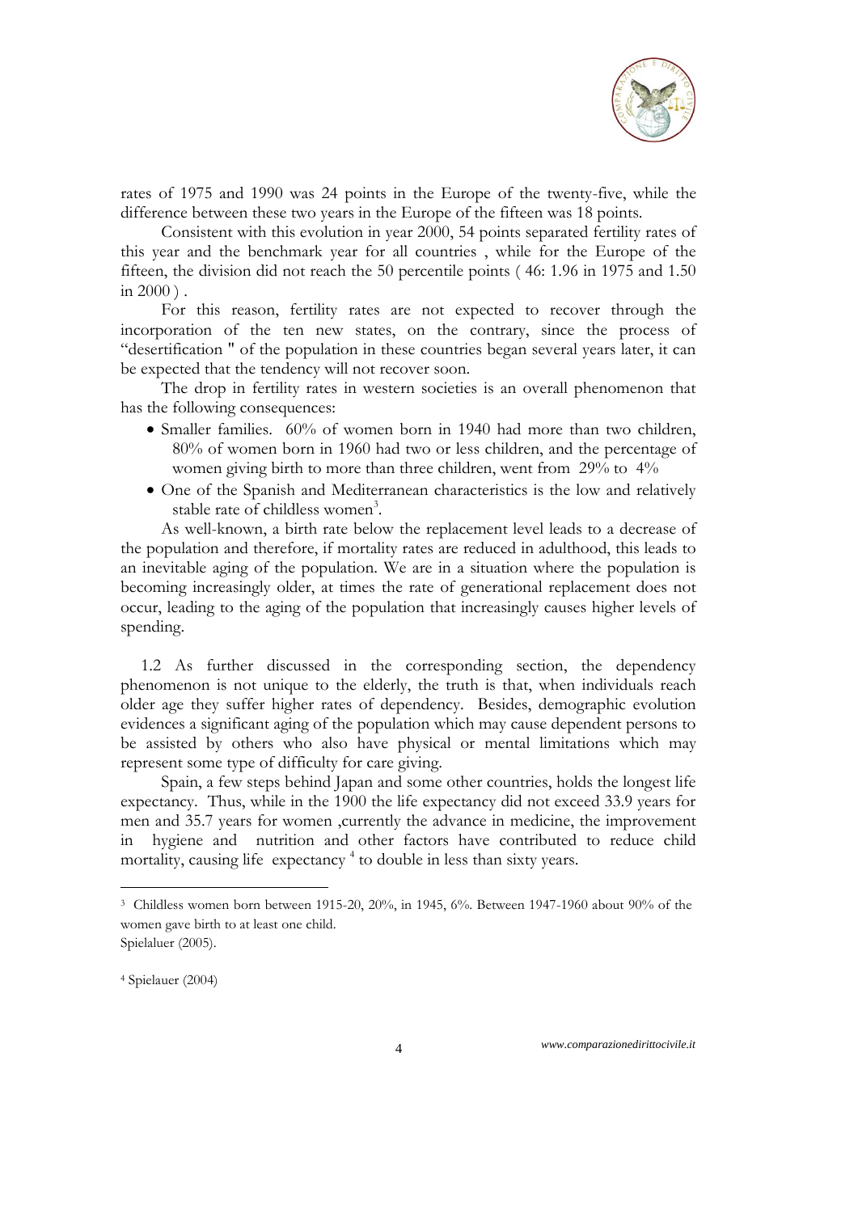rates of 1975 and 1990 was 24 points in the Europe of the twenty-five, while the difference between these two years in the Europe of the fifteen was 18 points.

Consistent with this evolution in year 2000, 54 points separated fertility rates of this year and the benchmark year for all countries , while for the Europe of the fifteen, the division did not reach the 50 percentile points ( 46: 1.96 in 1975 and 1.50 in 2000 ) .

For this reason, fertility rates are not expected to recover through the incorporation of the ten new states, on the contrary, since the process of "desertification " of the population in these countries began several years later, it can be expected that the tendency will not recover soon.

The drop in fertility rates in western societies is an overall phenomenon that has the following consequences:

- Smaller families. 60% of women born in 1940 had more than two children, 80% of women born in 1960 had two or less children, and the percentage of women giving birth to more than three children, went from 29% to 4%
- One of the Spanish and Mediterranean characteristics is the low and relatively stable rate of childless women[3].

As well-known, a birth rate below the replacement level leads to a decrease of the population and therefore, if mortality rates are reduced in adulthood, this leads to an inevitable aging of the population. We are in a situation where the population is becoming increasingly older, at times the rate of generational replacement does not occur, leading to the aging of the population that increasingly causes higher levels of spending.

1.2 As further discussed in the corresponding section, the dependency phenomenon is not unique to the elderly, the truth is that, when individuals reach older age they suffer higher rates of dependency. Besides, demographic evolution evidences a significant aging of the population which may cause dependent persons to be assisted by others who also have physical or mental limitations which may represent some type of difficulty for care giving.

Spain, a few steps behind Japan and some other countries, holds the longest life expectancy. Thus, while in the 1900 the life expectancy did not exceed 33.9 years for men and 35.7 years for women ,currently the advance in medicine, the improvement in hygiene and nutrition and other factors have contributed to reduce child mortality, causing life expectancy [4] to double in less than sixty years.

---

[3] Childless women born between 1915-20, 20%, in 1945, 6%. Between 1947-1960 about 90% of the women gave birth to at least one child.
Spielaluer (2005).

[4] Spielauer (2004)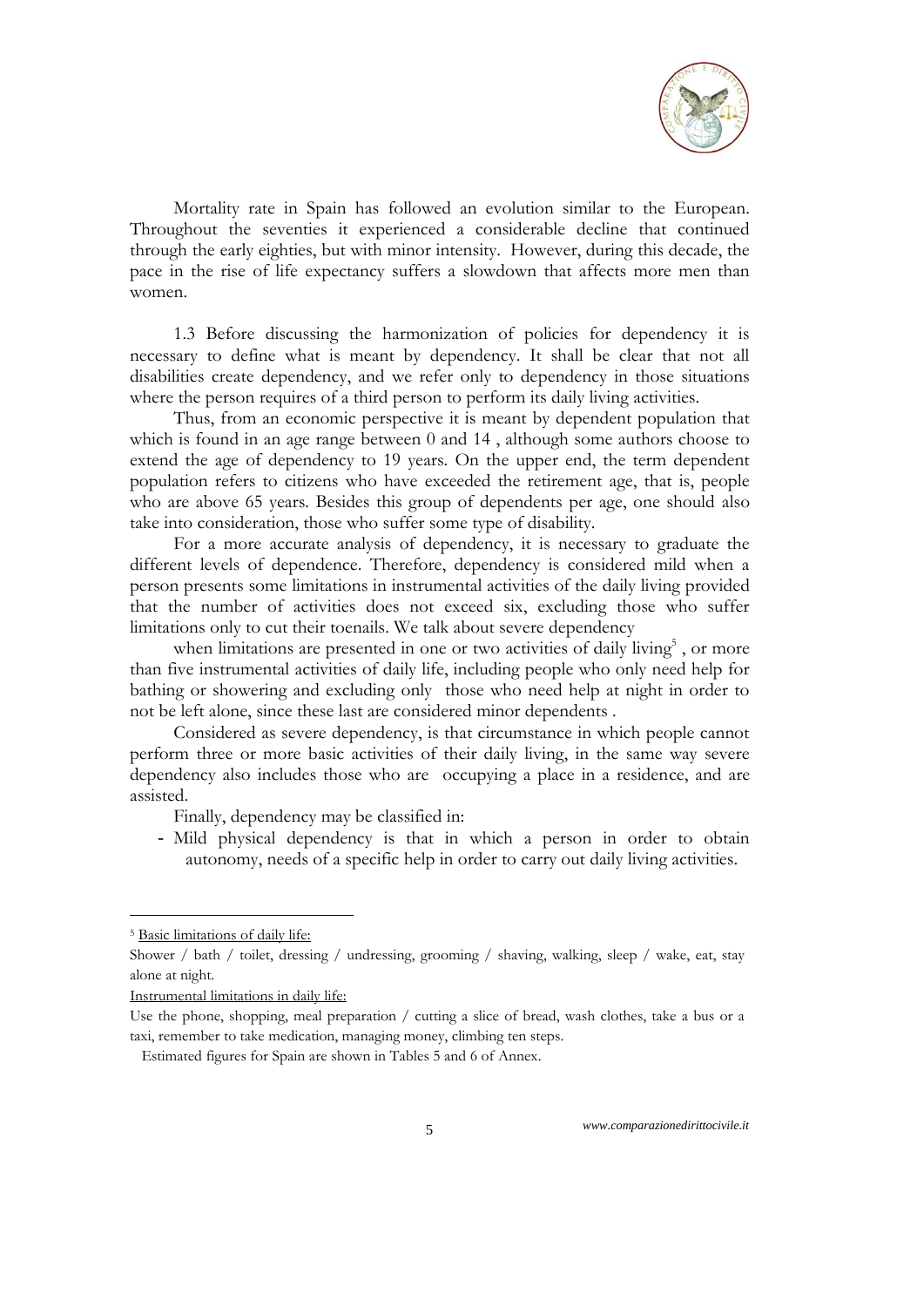Mortality rate in Spain has followed an evolution similar to the European. Throughout the seventies it experienced a considerable decline that continued through the early eighties, but with minor intensity. However, during this decade, the pace in the rise of life expectancy suffers a slowdown that affects more men than women.

1.3 Before discussing the harmonization of policies for dependency it is necessary to define what is meant by dependency. It shall be clear that not all disabilities create dependency, and we refer only to dependency in those situations where the person requires of a third person to perform its daily living activities.

Thus, from an economic perspective it is meant by dependent population that which is found in an age range between 0 and 14 , although some authors choose to extend the age of dependency to 19 years. On the upper end, the term dependent population refers to citizens who have exceeded the retirement age, that is, people who are above 65 years. Besides this group of dependents per age, one should also take into consideration, those who suffer some type of disability.

For a more accurate analysis of dependency, it is necessary to graduate the different levels of dependence. Therefore, dependency is considered mild when a person presents some limitations in instrumental activities of the daily living provided that the number of activities does not exceed six, excluding those who suffer limitations only to cut their toenails. We talk about severe dependency when limitations are presented in one or two activities of daily living[5] , or more than five instrumental activities of daily life, including people who only need help for bathing or showering and excluding only those who need help at night in order to not be left alone, since these last are considered minor dependents .

Considered as severe dependency, is that circumstance in which people cannot perform three or more basic activities of their daily living, in the same way severe dependency also includes those who are occupying a place in a residence, and are assisted.

Finally, dependency may be classified in:

- Mild physical dependency is that in which a person in order to obtain autonomy, needs of a specific help in order to carry out daily living activities.

---

[5] Basic limitations of daily life:

Shower / bath / toilet, dressing / undressing, grooming / shaving, walking, sleep / wake, eat, stay alone at night.

Instrumental limitations in daily life:

Use the phone, shopping, meal preparation / cutting a slice of bread, wash clothes, take a bus or a taxi, remember to take medication, managing money, climbing ten steps.

Estimated figures for Spain are shown in Tables 5 and 6 of Annex.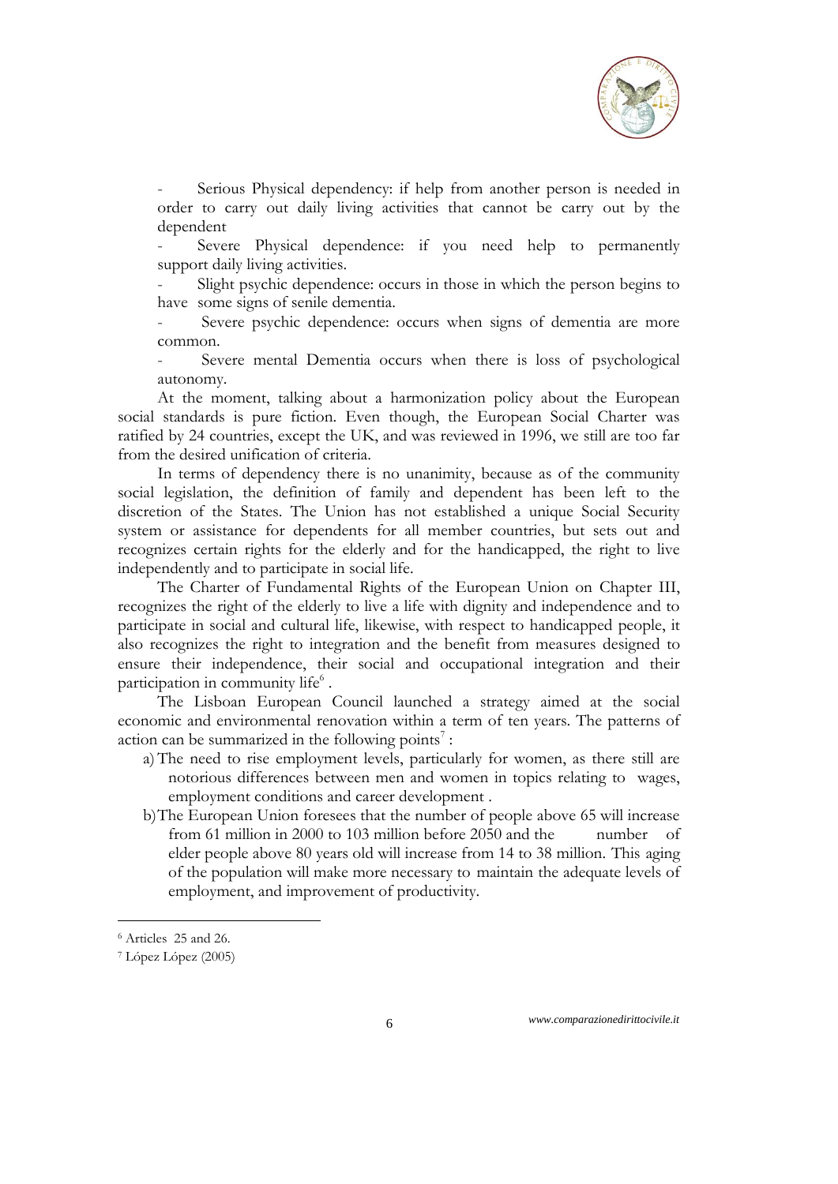- Serious Physical dependency: if help from another person is needed in order to carry out daily living activities that cannot be carry out by the dependent
- Severe Physical dependence: if you need help to permanently support daily living activities.
- Slight psychic dependence: occurs in those in which the person begins to have some signs of senile dementia.
- Severe psychic dependence: occurs when signs of dementia are more common.
- Severe mental Dementia occurs when there is loss of psychological autonomy.

At the moment, talking about a harmonization policy about the European social standards is pure fiction. Even though, the European Social Charter was ratified by 24 countries, except the UK, and was reviewed in 1996, we still are too far from the desired unification of criteria.

In terms of dependency there is no unanimity, because as of the community social legislation, the definition of family and dependent has been left to the discretion of the States. The Union has not established a unique Social Security system or assistance for dependents for all member countries, but sets out and recognizes certain rights for the elderly and for the handicapped, the right to live independently and to participate in social life.

The Charter of Fundamental Rights of the European Union on Chapter III, recognizes the right of the elderly to live a life with dignity and independence and to participate in social and cultural life, likewise, with respect to handicapped people, it also recognizes the right to integration and the benefit from measures designed to ensure their independence, their social and occupational integration and their participation in community life[6] .

The Lisboan European Council launched a strategy aimed at the social economic and environmental renovation within a term of ten years. The patterns of action can be summarized in the following points[7] :

a) The need to rise employment levels, particularly for women, as there still are notorious differences between men and women in topics relating to wages, employment conditions and career development .
b) The European Union foresees that the number of people above 65 will increase from 61 million in 2000 to 103 million before 2050 and the number of elder people above 80 years old will increase from 14 to 38 million. This aging of the population will make more necessary to maintain the adequate levels of employment, and improvement of productivity.

---

[6] Articles 25 and 26.

[7] López López (2005)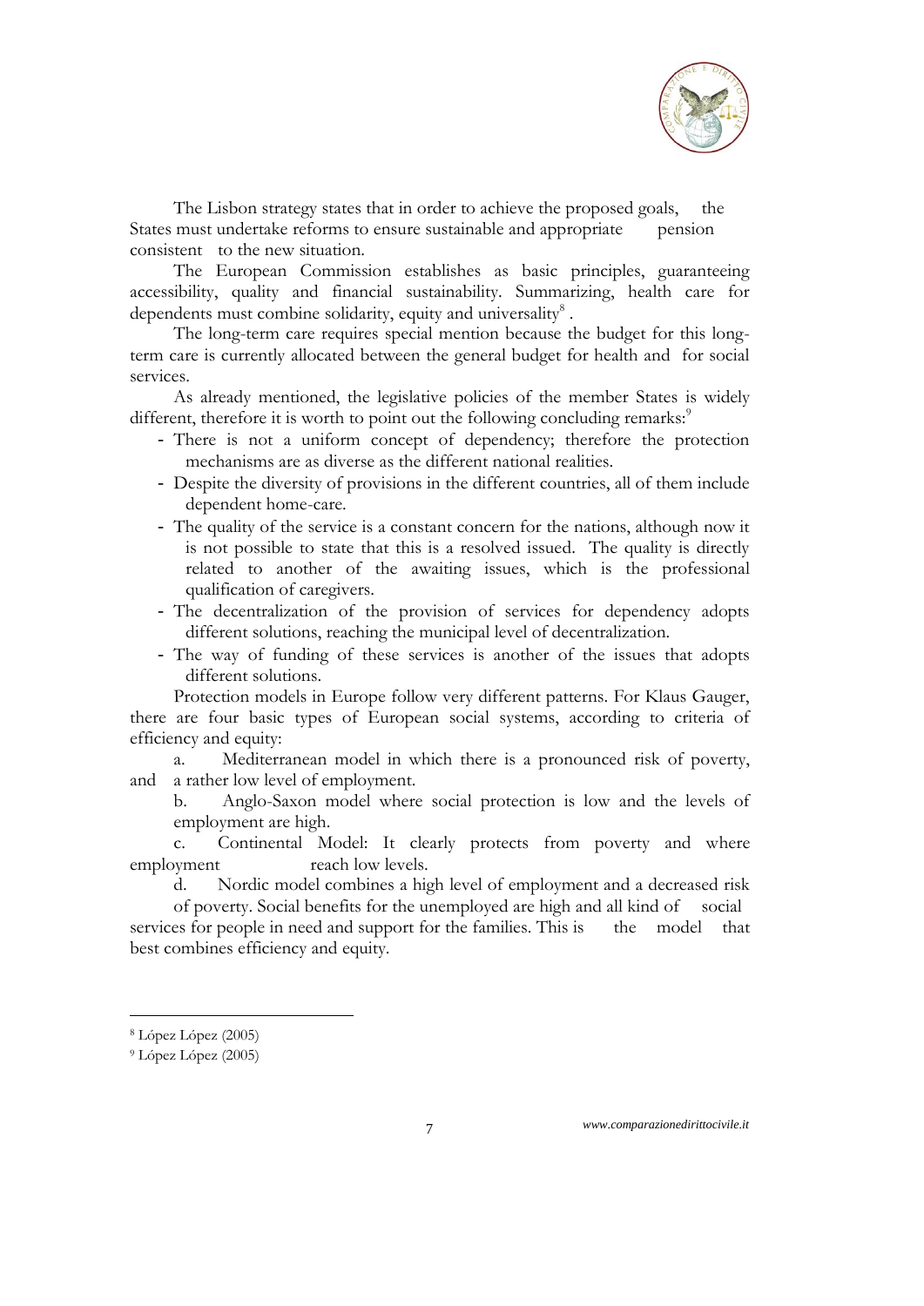The Lisbon strategy states that in order to achieve the proposed goals, the States must undertake reforms to ensure sustainable and appropriate pension consistent to the new situation.

The European Commission establishes as basic principles, guaranteeing accessibility, quality and financial sustainability. Summarizing, health care for dependents must combine solidarity, equity and universality[8] .

The long-term care requires special mention because the budget for this long-term care is currently allocated between the general budget for health and for social services.

As already mentioned, the legislative policies of the member States is widely different, therefore it is worth to point out the following concluding remarks:[9]

- There is not a uniform concept of dependency; therefore the protection mechanisms are as diverse as the different national realities.
- Despite the diversity of provisions in the different countries, all of them include dependent home-care.
- The quality of the service is a constant concern for the nations, although now it is not possible to state that this is a resolved issued. The quality is directly related to another of the awaiting issues, which is the professional qualification of caregivers.
- The decentralization of the provision of services for dependency adopts different solutions, reaching the municipal level of decentralization.
- The way of funding of these services is another of the issues that adopts different solutions.

Protection models in Europe follow very different patterns. For Klaus Gauger, there are four basic types of European social systems, according to criteria of efficiency and equity:

a. Mediterranean model in which there is a pronounced risk of poverty, and a rather low level of employment.

b. Anglo-Saxon model where social protection is low and the levels of employment are high.

c. Continental Model: It clearly protects from poverty and where employment reach low levels.

d. Nordic model combines a high level of employment and a decreased risk of poverty. Social benefits for the unemployed are high and all kind of social services for people in need and support for the families. This is the model that best combines efficiency and equity.

---

[8] López López (2005)

[9] López López (2005)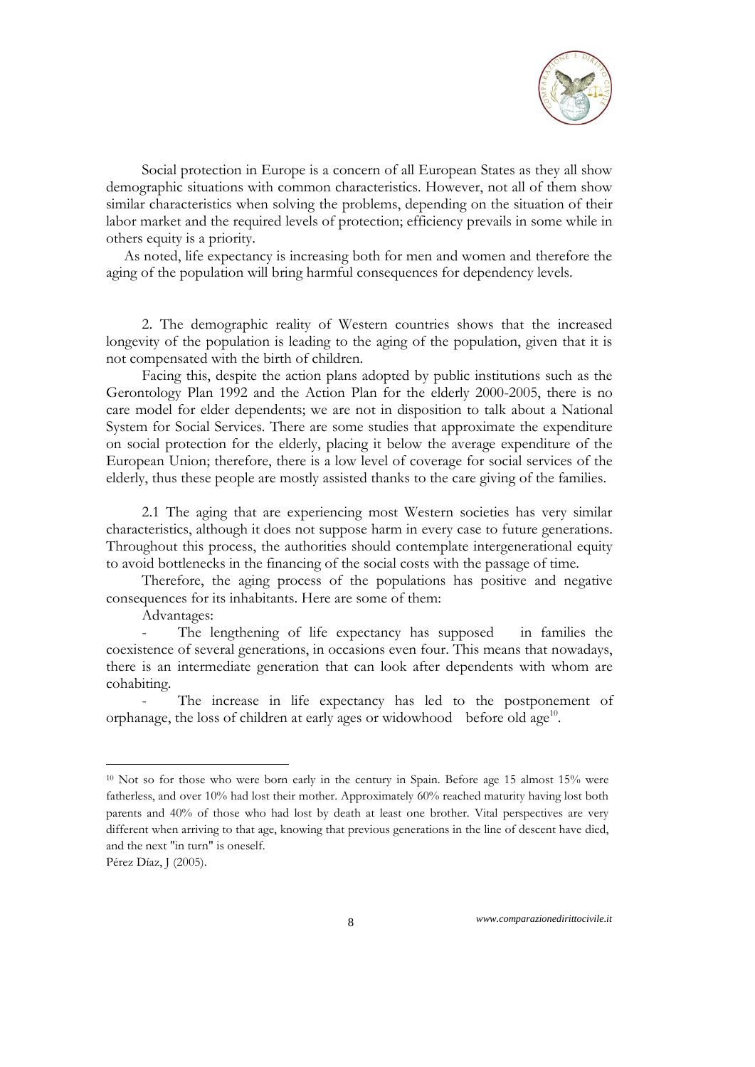Social protection in Europe is a concern of all European States as they all show demographic situations with common characteristics. However, not all of them show similar characteristics when solving the problems, depending on the situation of their labor market and the required levels of protection; efficiency prevails in some while in others equity is a priority.

As noted, life expectancy is increasing both for men and women and therefore the aging of the population will bring harmful consequences for dependency levels.

2. The demographic reality of Western countries shows that the increased longevity of the population is leading to the aging of the population, given that it is not compensated with the birth of children.

Facing this, despite the action plans adopted by public institutions such as the Gerontology Plan 1992 and the Action Plan for the elderly 2000-2005, there is no care model for elder dependents; we are not in disposition to talk about a National System for Social Services. There are some studies that approximate the expenditure on social protection for the elderly, placing it below the average expenditure of the European Union; therefore, there is a low level of coverage for social services of the elderly, thus these people are mostly assisted thanks to the care giving of the families.

2.1 The aging that are experiencing most Western societies has very similar characteristics, although it does not suppose harm in every case to future generations. Throughout this process, the authorities should contemplate intergenerational equity to avoid bottlenecks in the financing of the social costs with the passage of time.

Therefore, the aging process of the populations has positive and negative consequences for its inhabitants. Here are some of them:

Advantages:

- The lengthening of life expectancy has supposed in families the coexistence of several generations, in occasions even four. This means that nowadays, there is an intermediate generation that can look after dependents with whom are cohabiting.
- The increase in life expectancy has led to the postponement of orphanage, the loss of children at early ages or widowhood before old age[10].

[10] Not so for those who were born early in the century in Spain. Before age 15 almost 15% were fatherless, and over 10% had lost their mother. Approximately 60% reached maturity having lost both parents and 40% of those who had lost by death at least one brother. Vital perspectives are very different when arriving to that age, knowing that previous generations in the line of descent have died, and the next "in turn" is oneself.
Pérez Díaz, J (2005).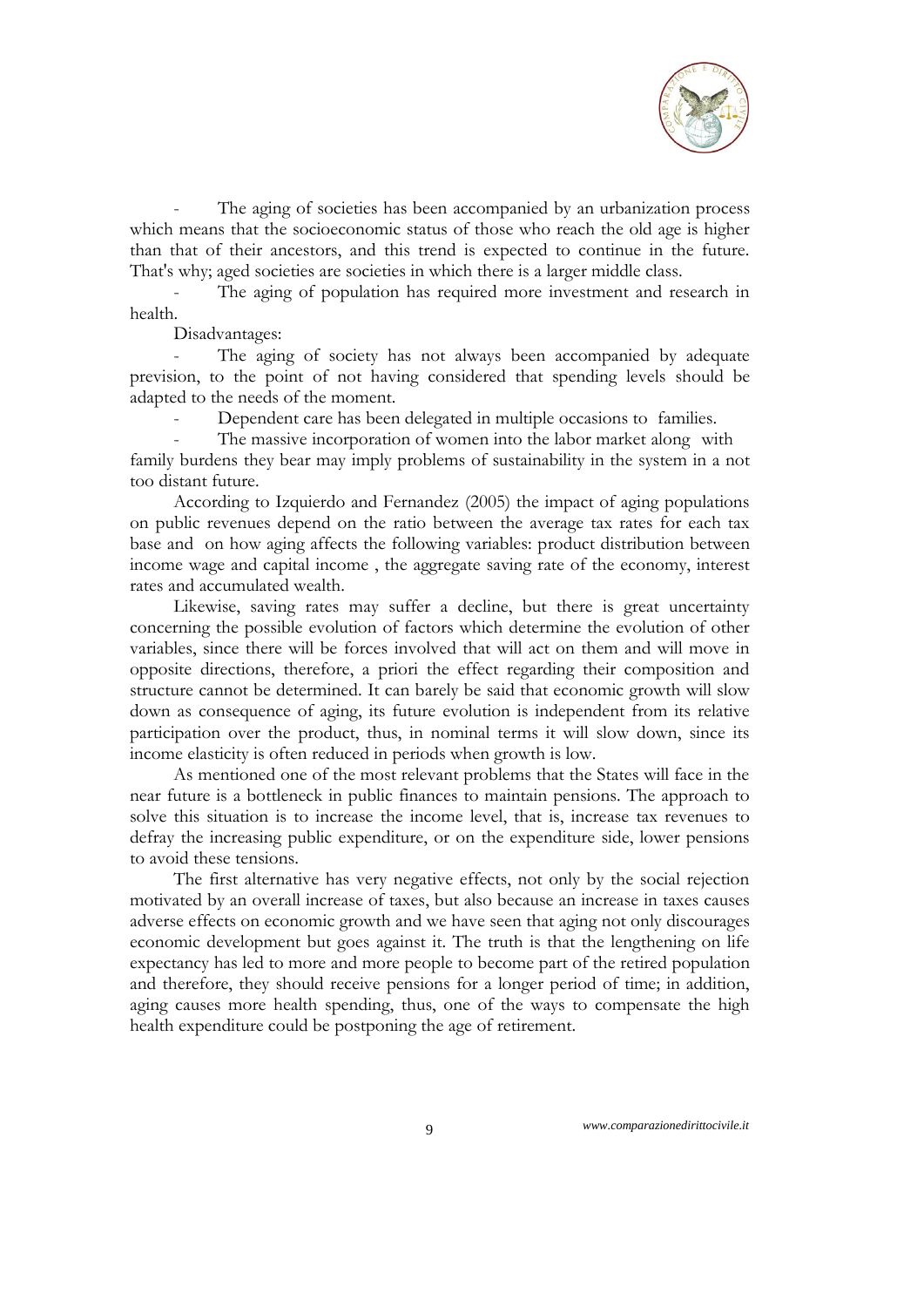- The aging of societies has been accompanied by an urbanization process which means that the socioeconomic status of those who reach the old age is higher than that of their ancestors, and this trend is expected to continue in the future. That's why; aged societies are societies in which there is a larger middle class.
- The aging of population has required more investment and research in health.

Disadvantages:

- The aging of society has not always been accompanied by adequate prevision, to the point of not having considered that spending levels should be adapted to the needs of the moment.
- Dependent care has been delegated in multiple occasions to families.
- The massive incorporation of women into the labor market along with family burdens they bear may imply problems of sustainability in the system in a not too distant future.

According to Izquierdo and Fernandez (2005) the impact of aging populations on public revenues depend on the ratio between the average tax rates for each tax base and on how aging affects the following variables: product distribution between income wage and capital income , the aggregate saving rate of the economy, interest rates and accumulated wealth.

Likewise, saving rates may suffer a decline, but there is great uncertainty concerning the possible evolution of factors which determine the evolution of other variables, since there will be forces involved that will act on them and will move in opposite directions, therefore, a priori the effect regarding their composition and structure cannot be determined. It can barely be said that economic growth will slow down as consequence of aging, its future evolution is independent from its relative participation over the product, thus, in nominal terms it will slow down, since its income elasticity is often reduced in periods when growth is low.

As mentioned one of the most relevant problems that the States will face in the near future is a bottleneck in public finances to maintain pensions. The approach to solve this situation is to increase the income level, that is, increase tax revenues to defray the increasing public expenditure, or on the expenditure side, lower pensions to avoid these tensions.

The first alternative has very negative effects, not only by the social rejection motivated by an overall increase of taxes, but also because an increase in taxes causes adverse effects on economic growth and we have seen that aging not only discourages economic development but goes against it. The truth is that the lengthening on life expectancy has led to more and more people to become part of the retired population and therefore, they should receive pensions for a longer period of time; in addition, aging causes more health spending, thus, one of the ways to compensate the high health expenditure could be postponing the age of retirement.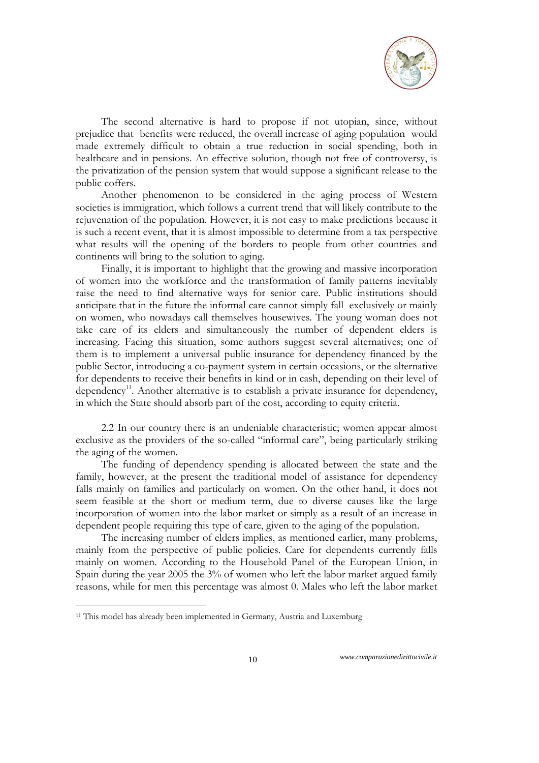The second alternative is hard to propose if not utopian, since, without prejudice that benefits were reduced, the overall increase of aging population would made extremely difficult to obtain a true reduction in social spending, both in healthcare and in pensions. An effective solution, though not free of controversy, is the privatization of the pension system that would suppose a significant release to the public coffers.

Another phenomenon to be considered in the aging process of Western societies is immigration, which follows a current trend that will likely contribute to the rejuvenation of the population. However, it is not easy to make predictions because it is such a recent event, that it is almost impossible to determine from a tax perspective what results will the opening of the borders to people from other countries and continents will bring to the solution to aging.

Finally, it is important to highlight that the growing and massive incorporation of women into the workforce and the transformation of family patterns inevitably raise the need to find alternative ways for senior care. Public institutions should anticipate that in the future the informal care cannot simply fall exclusively or mainly on women, who nowadays call themselves housewives. The young woman does not take care of its elders and simultaneously the number of dependent elders is increasing. Facing this situation, some authors suggest several alternatives; one of them is to implement a universal public insurance for dependency financed by the public Sector, introducing a co-payment system in certain occasions, or the alternative for dependents to receive their benefits in kind or in cash, depending on their level of dependency[11]. Another alternative is to establish a private insurance for dependency, in which the State should absorb part of the cost, according to equity criteria.

2.2 In our country there is an undeniable characteristic; women appear almost exclusive as the providers of the so-called "informal care", being particularly striking the aging of the women.

The funding of dependency spending is allocated between the state and the family, however, at the present the traditional model of assistance for dependency falls mainly on families and particularly on women. On the other hand, it does not seem feasible at the short or medium term, due to diverse causes like the large incorporation of women into the labor market or simply as a result of an increase in dependent people requiring this type of care, given to the aging of the population.

The increasing number of elders implies, as mentioned earlier, many problems, mainly from the perspective of public policies. Care for dependents currently falls mainly on women. According to the Household Panel of the European Union, in Spain during the year 2005 the 3% of women who left the labor market argued family reasons, while for men this percentage was almost 0. Males who left the labor market

[11] This model has already been implemented in Germany, Austria and Luxemburg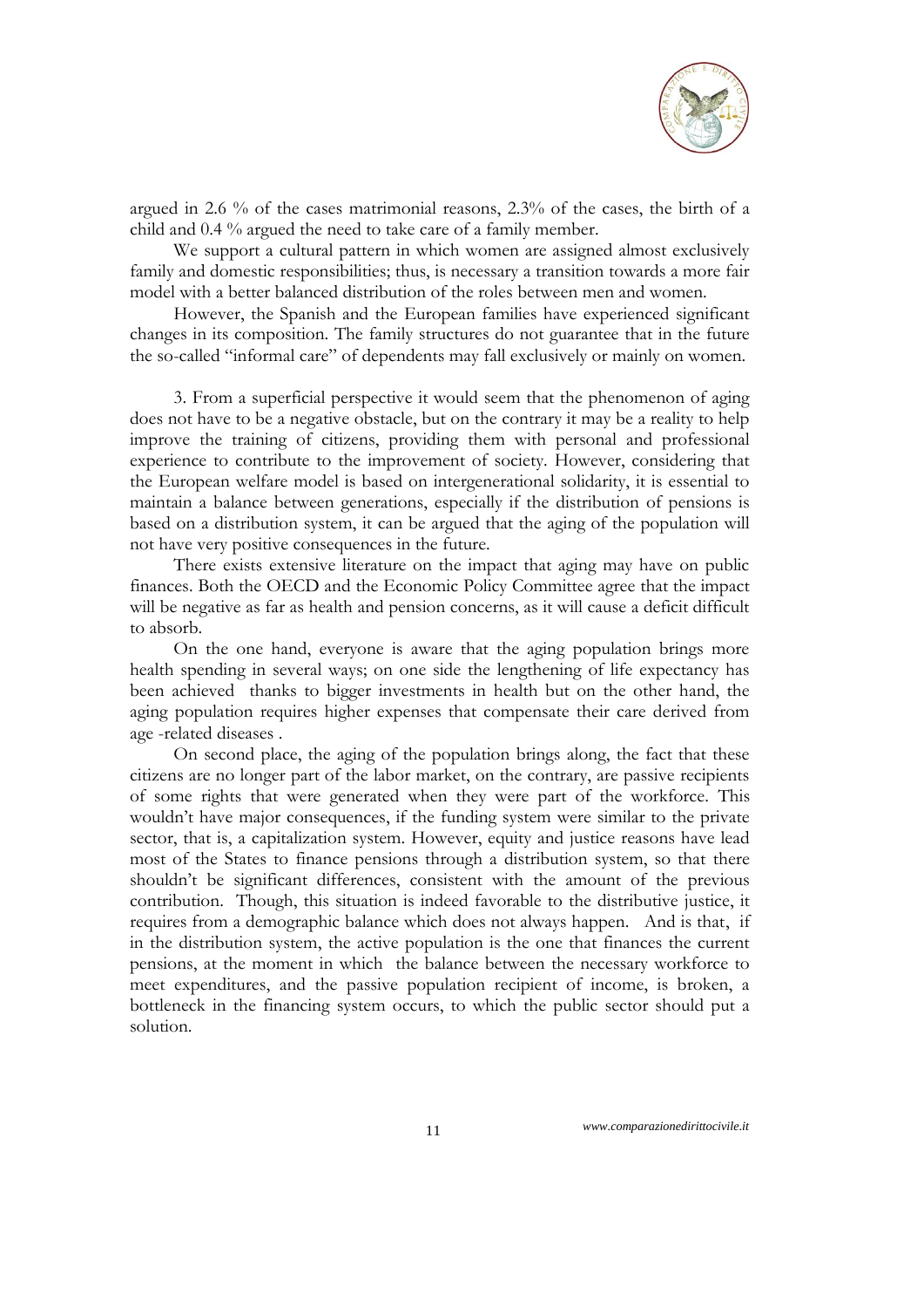argued in 2.6 % of the cases matrimonial reasons, 2.3% of the cases, the birth of a child and 0.4 % argued the need to take care of a family member.

We support a cultural pattern in which women are assigned almost exclusively family and domestic responsibilities; thus, is necessary a transition towards a more fair model with a better balanced distribution of the roles between men and women.

However, the Spanish and the European families have experienced significant changes in its composition. The family structures do not guarantee that in the future the so-called "informal care" of dependents may fall exclusively or mainly on women.

3. From a superficial perspective it would seem that the phenomenon of aging does not have to be a negative obstacle, but on the contrary it may be a reality to help improve the training of citizens, providing them with personal and professional experience to contribute to the improvement of society. However, considering that the European welfare model is based on intergenerational solidarity, it is essential to maintain a balance between generations, especially if the distribution of pensions is based on a distribution system, it can be argued that the aging of the population will not have very positive consequences in the future.

There exists extensive literature on the impact that aging may have on public finances. Both the OECD and the Economic Policy Committee agree that the impact will be negative as far as health and pension concerns, as it will cause a deficit difficult to absorb.

On the one hand, everyone is aware that the aging population brings more health spending in several ways; on one side the lengthening of life expectancy has been achieved thanks to bigger investments in health but on the other hand, the aging population requires higher expenses that compensate their care derived from age -related diseases .

On second place, the aging of the population brings along, the fact that these citizens are no longer part of the labor market, on the contrary, are passive recipients of some rights that were generated when they were part of the workforce. This wouldn't have major consequences, if the funding system were similar to the private sector, that is, a capitalization system. However, equity and justice reasons have lead most of the States to finance pensions through a distribution system, so that there shouldn't be significant differences, consistent with the amount of the previous contribution. Though, this situation is indeed favorable to the distributive justice, it requires from a demographic balance which does not always happen. And is that, if in the distribution system, the active population is the one that finances the current pensions, at the moment in which the balance between the necessary workforce to meet expenditures, and the passive population recipient of income, is broken, a bottleneck in the financing system occurs, to which the public sector should put a solution.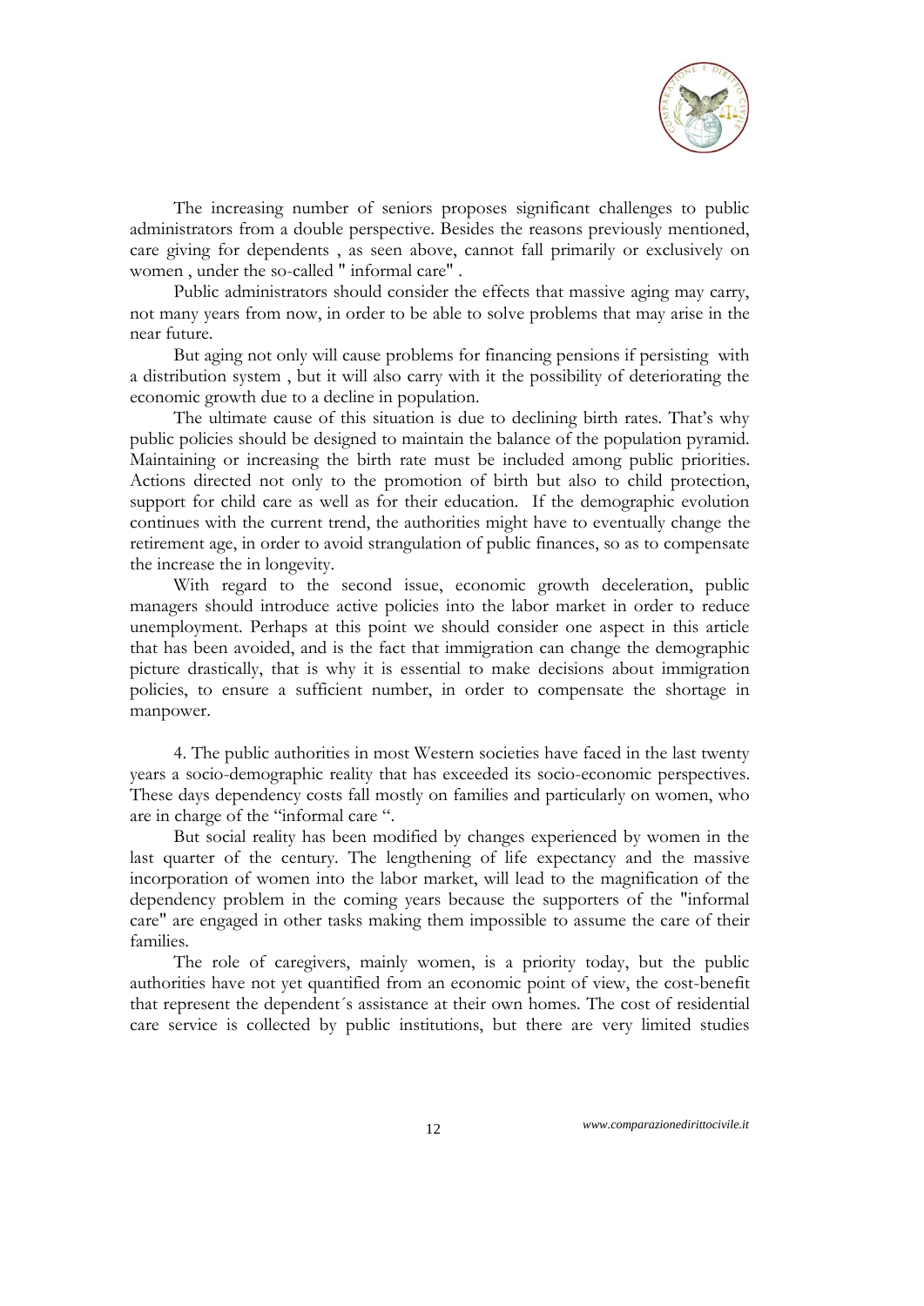The increasing number of seniors proposes significant challenges to public administrators from a double perspective. Besides the reasons previously mentioned, care giving for dependents , as seen above, cannot fall primarily or exclusively on women , under the so-called " informal care" .

Public administrators should consider the effects that massive aging may carry, not many years from now, in order to be able to solve problems that may arise in the near future.

But aging not only will cause problems for financing pensions if persisting with a distribution system , but it will also carry with it the possibility of deteriorating the economic growth due to a decline in population.

The ultimate cause of this situation is due to declining birth rates. That's why public policies should be designed to maintain the balance of the population pyramid. Maintaining or increasing the birth rate must be included among public priorities. Actions directed not only to the promotion of birth but also to child protection, support for child care as well as for their education. If the demographic evolution continues with the current trend, the authorities might have to eventually change the retirement age, in order to avoid strangulation of public finances, so as to compensate the increase the in longevity.

With regard to the second issue, economic growth deceleration, public managers should introduce active policies into the labor market in order to reduce unemployment. Perhaps at this point we should consider one aspect in this article that has been avoided, and is the fact that immigration can change the demographic picture drastically, that is why it is essential to make decisions about immigration policies, to ensure a sufficient number, in order to compensate the shortage in manpower.

4. The public authorities in most Western societies have faced in the last twenty years a socio-demographic reality that has exceeded its socio-economic perspectives. These days dependency costs fall mostly on families and particularly on women, who are in charge of the "informal care ".

But social reality has been modified by changes experienced by women in the last quarter of the century. The lengthening of life expectancy and the massive incorporation of women into the labor market, will lead to the magnification of the dependency problem in the coming years because the supporters of the "informal care" are engaged in other tasks making them impossible to assume the care of their families.

The role of caregivers, mainly women, is a priority today, but the public authorities have not yet quantified from an economic point of view, the cost-benefit that represent the dependent´s assistance at their own homes. The cost of residential care service is collected by public institutions, but there are very limited studies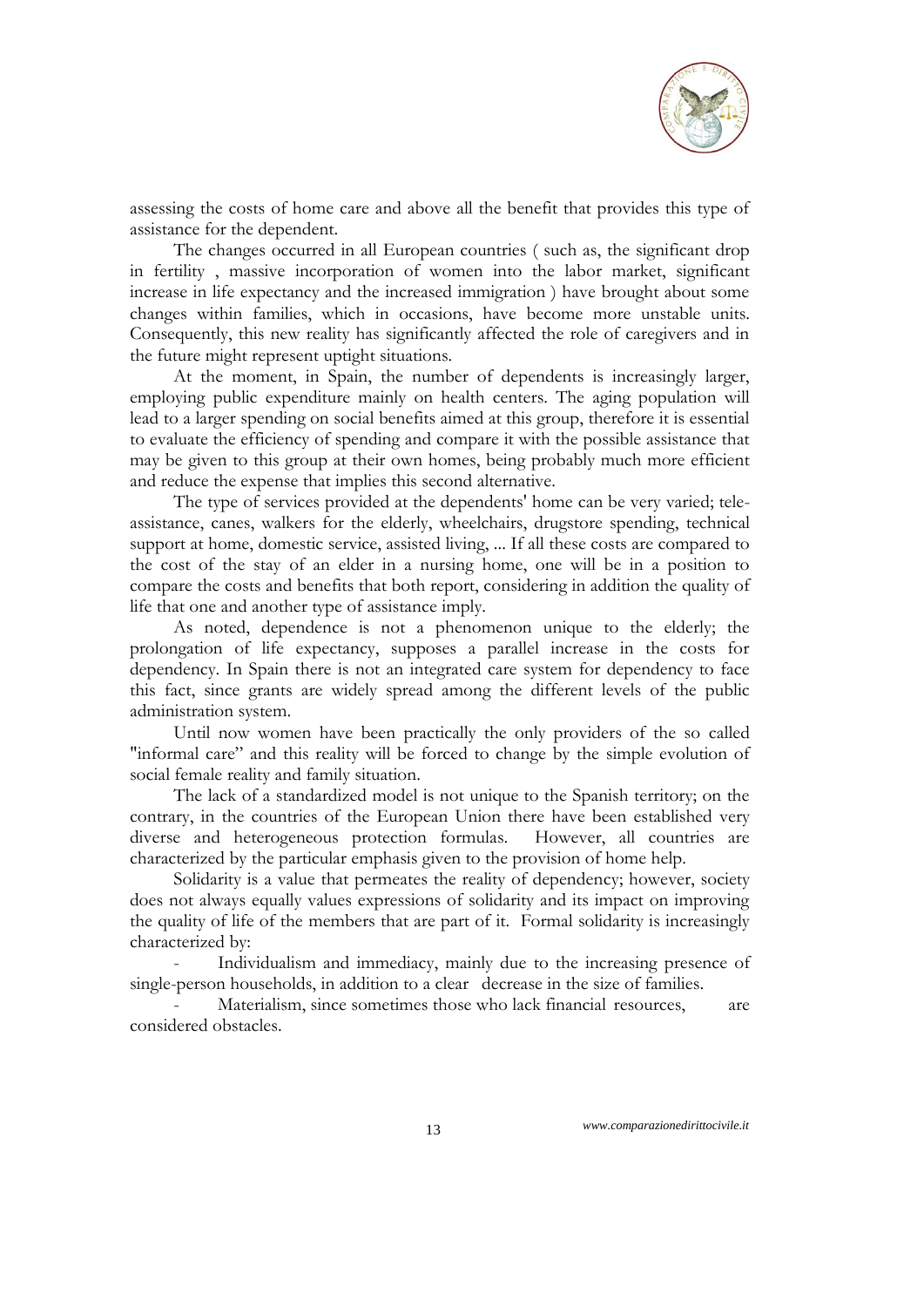assessing the costs of home care and above all the benefit that provides this type of assistance for the dependent.

The changes occurred in all European countries ( such as, the significant drop in fertility , massive incorporation of women into the labor market, significant increase in life expectancy and the increased immigration ) have brought about some changes within families, which in occasions, have become more unstable units. Consequently, this new reality has significantly affected the role of caregivers and in the future might represent uptight situations.

At the moment, in Spain, the number of dependents is increasingly larger, employing public expenditure mainly on health centers. The aging population will lead to a larger spending on social benefits aimed at this group, therefore it is essential to evaluate the efficiency of spending and compare it with the possible assistance that may be given to this group at their own homes, being probably much more efficient and reduce the expense that implies this second alternative.

The type of services provided at the dependents' home can be very varied; tele-assistance, canes, walkers for the elderly, wheelchairs, drugstore spending, technical support at home, domestic service, assisted living, ... If all these costs are compared to the cost of the stay of an elder in a nursing home, one will be in a position to compare the costs and benefits that both report, considering in addition the quality of life that one and another type of assistance imply.

As noted, dependence is not a phenomenon unique to the elderly; the prolongation of life expectancy, supposes a parallel increase in the costs for dependency. In Spain there is not an integrated care system for dependency to face this fact, since grants are widely spread among the different levels of the public administration system.

Until now women have been practically the only providers of the so called "informal care" and this reality will be forced to change by the simple evolution of social female reality and family situation.

The lack of a standardized model is not unique to the Spanish territory; on the contrary, in the countries of the European Union there have been established very diverse and heterogeneous protection formulas. However, all countries are characterized by the particular emphasis given to the provision of home help.

Solidarity is a value that permeates the reality of dependency; however, society does not always equally values expressions of solidarity and its impact on improving the quality of life of the members that are part of it. Formal solidarity is increasingly characterized by:

- Individualism and immediacy, mainly due to the increasing presence of single-person households, in addition to a clear decrease in the size of families.
- Materialism, since sometimes those who lack financial resources, are considered obstacles.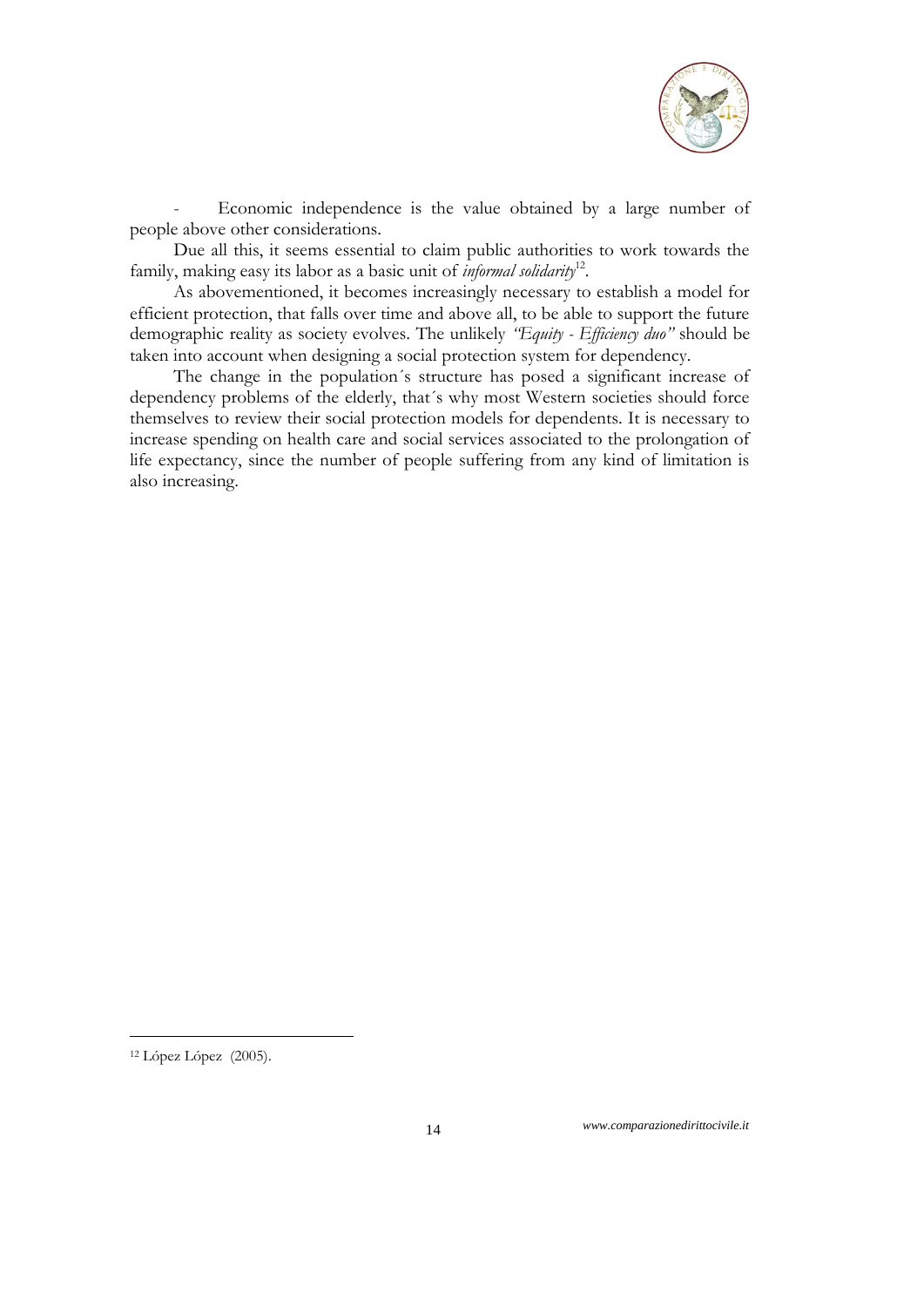- Economic independence is the value obtained by a large number of people above other considerations.

Due all this, it seems essential to claim public authorities to work towards the family, making easy its labor as a basic unit of *informal solidarity*[12].

As abovementioned, it becomes increasingly necessary to establish a model for efficient protection, that falls over time and above all, to be able to support the future demographic reality as society evolves. The unlikely *"Equity - Efficiency duo"* should be taken into account when designing a social protection system for dependency.

The change in the population´s structure has posed a significant increase of dependency problems of the elderly, that´s why most Western societies should force themselves to review their social protection models for dependents. It is necessary to increase spending on health care and social services associated to the prolongation of life expectancy, since the number of people suffering from any kind of limitation is also increasing.

---

[12] López López (2005).